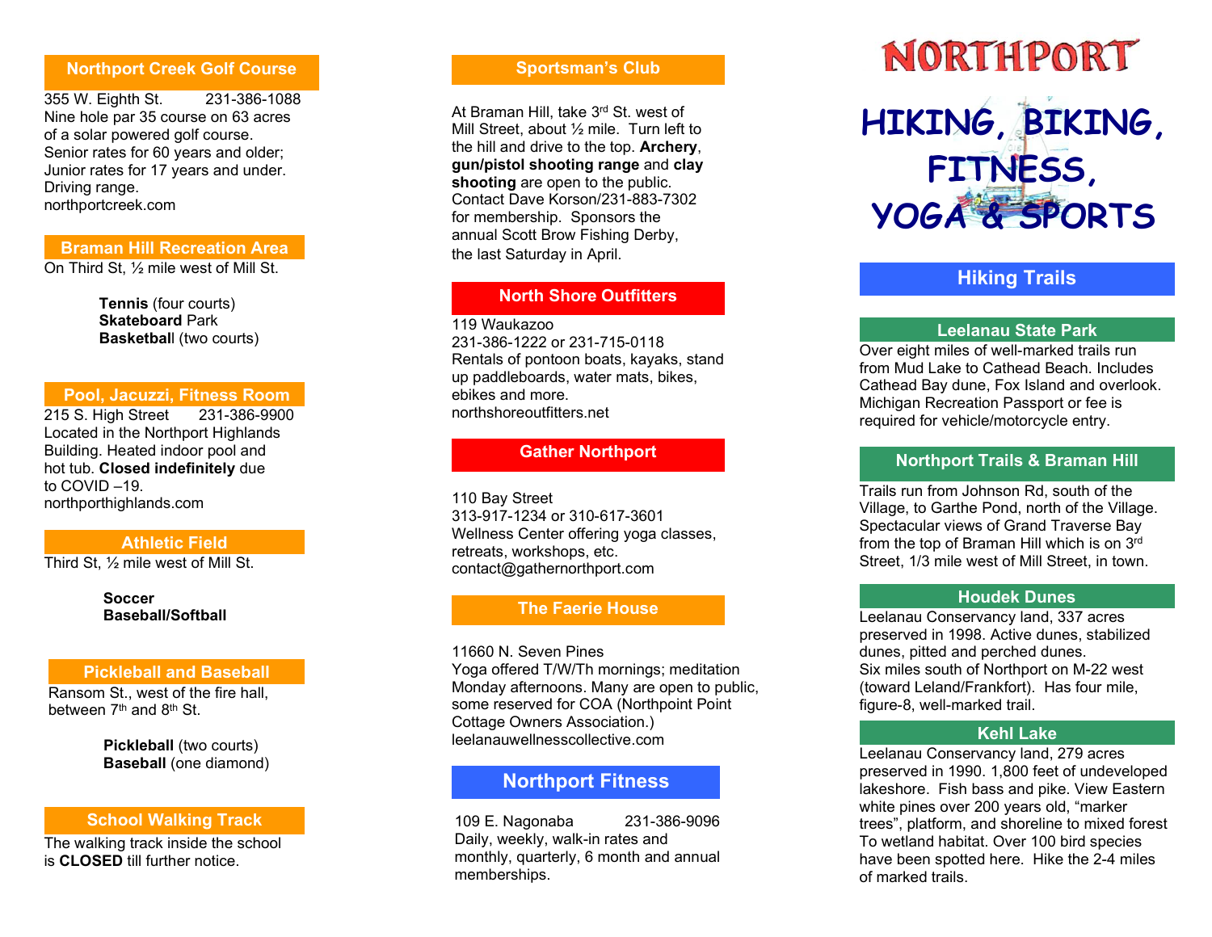## Northport Creek Golf Course

355 W. Eighth St. 231-386-1088
Nine hole par 35 course on 63 acres of a solar powered golf course. Senior rates for 60 years and older; Junior rates for 17 years and under. Driving range.
northportcreek.com

## Braman Hill Recreation Area

On Third St, ½ mile west of Mill St.

**Tennis** (four courts)
**Skateboard** Park
**Basketball** (two courts)

## Pool, Jacuzzi, Fitness Room

215 S. High Street 231-386-9900
Located in the Northport Highlands Building. Heated indoor pool and hot tub. **Closed indefinitely** due to COVID –19.
northporthighlands.com

## Athletic Field

Third St, ½ mile west of Mill St.

**Soccer**
**Baseball/Softball**

## Pickleball and Baseball

Ransom St., west of the fire hall, between 7th and 8th St.

**Pickleball** (two courts)
**Baseball** (one diamond)

## School Walking Track

The walking track inside the school is **CLOSED** till further notice.

## Sportsman's Club

At Braman Hill, take 3rd St. west of Mill Street, about ½ mile. Turn left to the hill and drive to the top. **Archery**, **gun/pistol shooting range** and **clay shooting** are open to the public. Contact Dave Korson/231-883-7302 for membership. Sponsors the annual Scott Brow Fishing Derby, the last Saturday in April.

## North Shore Outfitters

119 Waukazoo
231-386-1222 or 231-715-0118
Rentals of pontoon boats, kayaks, stand up paddleboards, water mats, bikes, ebikes and more.
northshoreoutfitters.net

## Gather Northport

110 Bay Street
313-917-1234 or 310-617-3601
Wellness Center offering yoga classes, retreats, workshops, etc.
contact@gathernorthport.com

## The Faerie House

11660 N. Seven Pines
Yoga offered T/W/Th mornings; meditation Monday afternoons. Many are open to public, some reserved for COA (Northpoint Point Cottage Owners Association.)
leelanauwellnesscollective.com

## Northport Fitness

109 E. Nagonaba 231-386-9096
Daily, weekly, walk-in rates and monthly, quarterly, 6 month and annual memberships.

# NORTHPORT

# HIKING, BIKING, FITNESS, YOGA & SPORTS

## Hiking Trails

### Leelanau State Park

Over eight miles of well-marked trails run from Mud Lake to Cathead Beach. Includes Cathead Bay dune, Fox Island and overlook. Michigan Recreation Passport or fee is required for vehicle/motorcycle entry.

### Northport Trails & Braman Hill

Trails run from Johnson Rd, south of the Village, to Garthe Pond, north of the Village. Spectacular views of Grand Traverse Bay from the top of Braman Hill which is on 3rd Street, 1/3 mile west of Mill Street, in town.

### Houdek Dunes

Leelanau Conservancy land, 337 acres preserved in 1998. Active dunes, stabilized dunes, pitted and perched dunes.
Six miles south of Northport on M-22 west (toward Leland/Frankfort). Has four mile, figure-8, well-marked trail.

### Kehl Lake

Leelanau Conservancy land, 279 acres preserved in 1990. 1,800 feet of undeveloped lakeshore. Fish bass and pike. View Eastern white pines over 200 years old, "marker trees", platform, and shoreline to mixed forest To wetland habitat. Over 100 bird species have been spotted here. Hike the 2-4 miles of marked trails.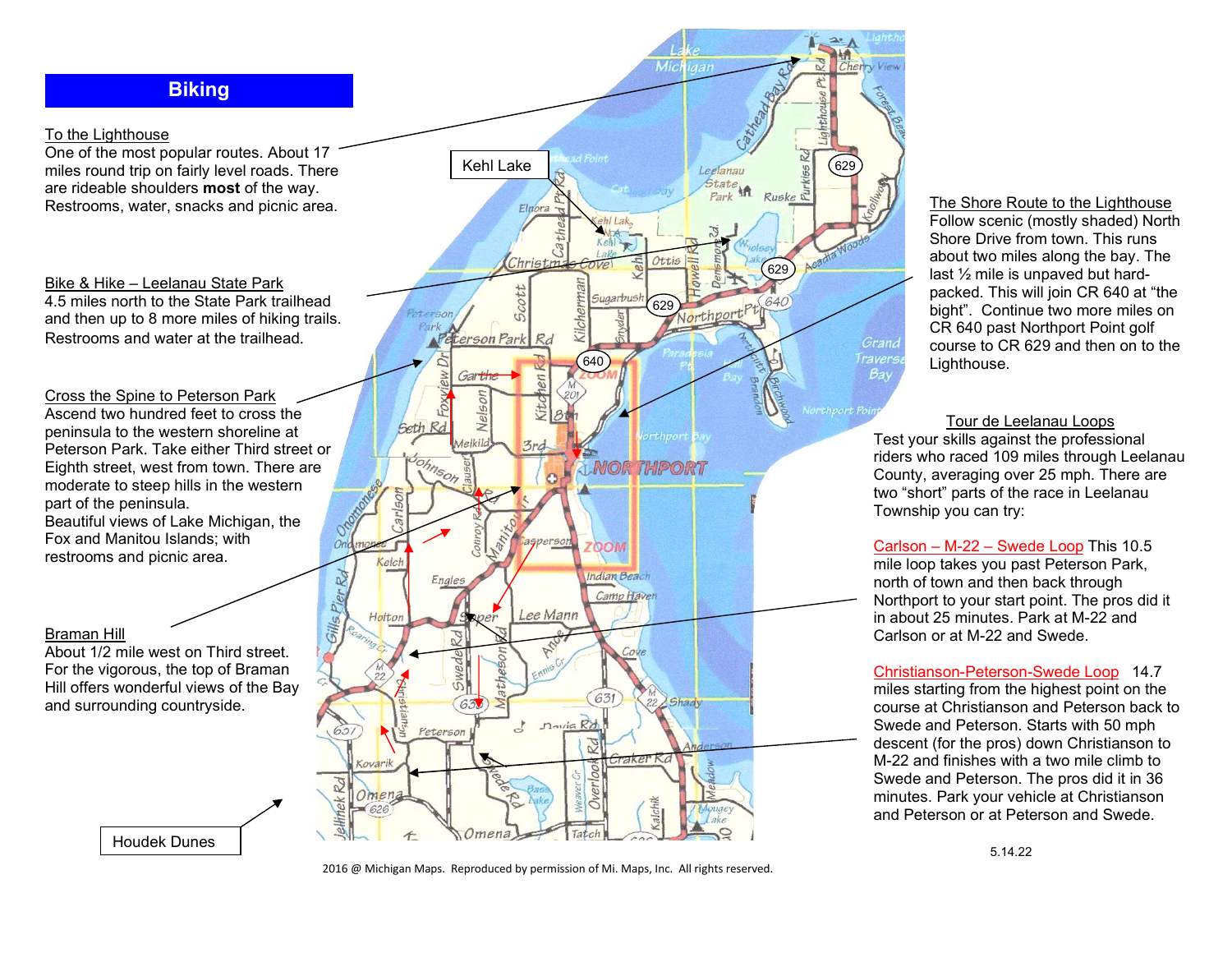# Biking

**To the Lighthouse**
One of the most popular routes. About 17 miles round trip on fairly level roads. There are rideable shoulders **most** of the way. Restrooms, water, snacks and picnic area.

**Bike & Hike – Leelanau State Park**
4.5 miles north to the State Park trailhead and then up to 8 more miles of hiking trails. Restrooms and water at the trailhead.

**Cross the Spine to Peterson Park**
Ascend two hundred feet to cross the peninsula to the western shoreline at Peterson Park. Take either Third street or Eighth street, west from town. There are moderate to steep hills in the western part of the peninsula.
Beautiful views of Lake Michigan, the Fox and Manitou Islands; with restrooms and picnic area.

**Braman Hill**
About 1/2 mile west on Third street. For the vigorous, the top of Braman Hill offers wonderful views of the Bay and surrounding countryside.

Kehl Lake

Houdek Dunes

**The Shore Route to the Lighthouse**
Follow scenic (mostly shaded) North Shore Drive from town. This runs about two miles along the bay. The last ½ mile is unpaved but hard-packed. This will join CR 640 at "the bight". Continue two more miles on CR 640 past Northport Point golf course to CR 629 and then on to the Lighthouse.

**Tour de Leelanau Loops**
Test your skills against the professional riders who raced 109 miles through Leelanau County, averaging over 25 mph. There are two "short" parts of the race in Leelanau Township you can try:

**Carlson – M-22 – Swede Loop** This 10.5 mile loop takes you past Peterson Park, north of town and then back through Northport to your start point. The pros did it in about 25 minutes. Park at M-22 and Carlson or at M-22 and Swede.

**Christianson-Peterson-Swede Loop** 14.7 miles starting from the highest point on the course at Christianson and Peterson back to Swede and Peterson. Starts with 50 mph descent (for the pros) down Christianson to M-22 and finishes with a two mile climb to Swede and Peterson. The pros did it in 36 minutes. Park your vehicle at Christianson and Peterson or at Peterson and Swede.

5.14.22

2016 @ Michigan Maps. Reproduced by permission of Mi. Maps, Inc. All rights reserved.